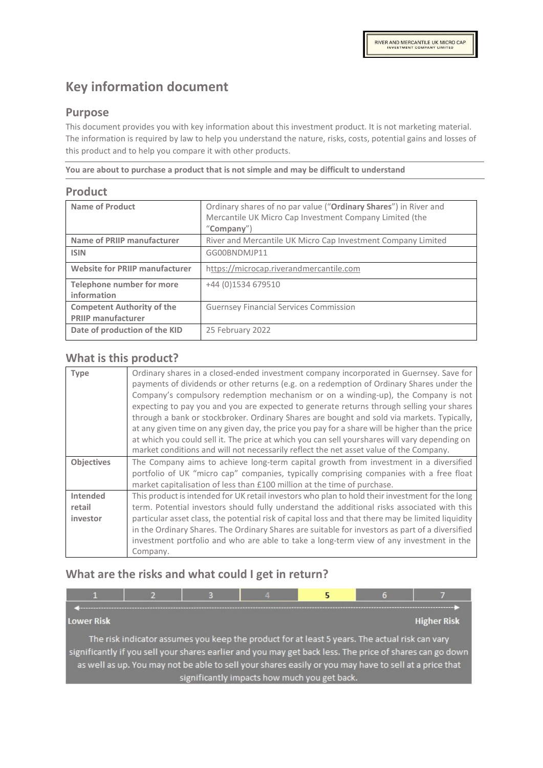RIVER AND MERCANTILE UK MICRO CAP INVESTMENT COMPANY LIMITED

# Key information document

## Purpose

This document provides you with key information about this investment product. It is not marketing material. The information is required by law to help you understand the nature, risks, costs, potential gains and losses of this product and to help you compare it with other products.

**You are about to purchase a product that is not simple and may be difficult to understand**

## Product

| | |
|---|---|
| **Name of Product** | Ordinary shares of no par value ("**Ordinary Shares**") in River and Mercantile UK Micro Cap Investment Company Limited (the "**Company**") |
| **Name of PRIIP manufacturer** | River and Mercantile UK Micro Cap Investment Company Limited |
| **ISIN** | GG00BNDMJP11 |
| **Website for PRIIP manufacturer** | https://microcap.riverandmercantile.com |
| **Telephone number for more information** | +44 (0)1534 679510 |
| **Competent Authority of the PRIIP manufacturer** | Guernsey Financial Services Commission |
| **Date of production of the KID** | 25 February 2022 |

## What is this product?

| | |
|---|---|
| **Type** | Ordinary shares in a closed-ended investment company incorporated in Guernsey. Save for payments of dividends or other returns (e.g. on a redemption of Ordinary Shares under the Company's compulsory redemption mechanism or on a winding-up), the Company is not expecting to pay you and you are expected to generate returns through selling your shares through a bank or stockbroker. Ordinary Shares are bought and sold via markets. Typically, at any given time on any given day, the price you pay for a share will be higher than the price at which you could sell it. The price at which you can sell yourshares will vary depending on market conditions and will not necessarily reflect the net asset value of the Company. |
| **Objectives** | The Company aims to achieve long-term capital growth from investment in a diversified portfolio of UK "micro cap" companies, typically comprising companies with a free float market capitalisation of less than £100 million at the time of purchase. |
| **Intended retail investor** | This product is intended for UK retail investors who plan to hold their investment for the long term. Potential investors should fully understand the additional risks associated with this particular asset class, the potential risk of capital loss and that there may be limited liquidity in the Ordinary Shares. The Ordinary Shares are suitable for investors as part of a diversified investment portfolio and who are able to take a long-term view of any investment in the Company. |

## What are the risks and what could I get in return?

| 1 | 2 | 3 | 4 | **5** | 6 | 7 |
|---|---|---|---|---|---|---|

Lower Risk — Higher Risk

The risk indicator assumes you keep the product for at least 5 years. The actual risk can vary significantly if you sell your shares earlier and you may get back less. The price of shares can go down as well as up. You may not be able to sell your shares easily or you may have to sell at a price that significantly impacts how much you get back.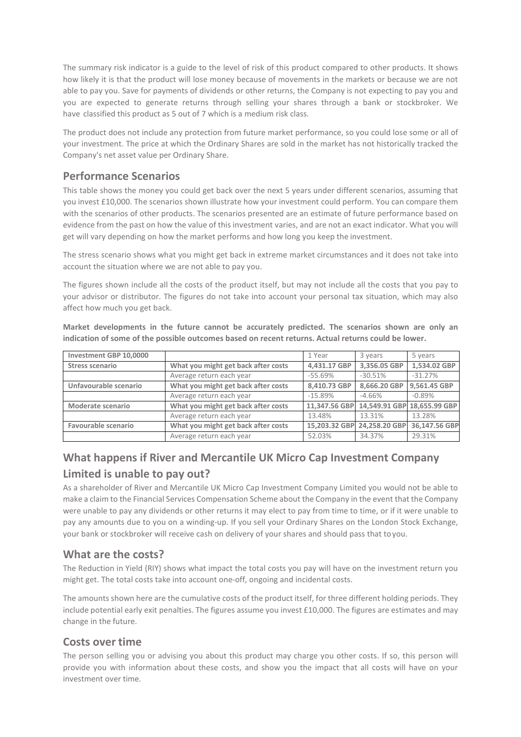The summary risk indicator is a guide to the level of risk of this product compared to other products. It shows how likely it is that the product will lose money because of movements in the markets or because we are not able to pay you. Save for payments of dividends or other returns, the Company is not expecting to pay you and you are expected to generate returns through selling your shares through a bank or stockbroker. We have classified this product as 5 out of 7 which is a medium risk class.

The product does not include any protection from future market performance, so you could lose some or all of your investment. The price at which the Ordinary Shares are sold in the market has not historically tracked the Company's net asset value per Ordinary Share.

## Performance Scenarios

This table shows the money you could get back over the next 5 years under different scenarios, assuming that you invest £10,000. The scenarios shown illustrate how your investment could perform. You can compare them with the scenarios of other products. The scenarios presented are an estimate of future performance based on evidence from the past on how the value of this investment varies, and are not an exact indicator. What you will get will vary depending on how the market performs and how long you keep the investment.

The stress scenario shows what you might get back in extreme market circumstances and it does not take into account the situation where we are not able to pay you.

The figures shown include all the costs of the product itself, but may not include all the costs that you pay to your advisor or distributor. The figures do not take into account your personal tax situation, which may also affect how much you get back.

**Market developments in the future cannot be accurately predicted. The scenarios shown are only an indication of some of the possible outcomes based on recent returns. Actual returns could be lower.**

| Investment GBP 10,0000 | | 1 Year | 3 years | 5 years |
|---|---|---|---|---|
| **Stress scenario** | **What you might get back after costs** | **4,431.17 GBP** | **3,356.05 GBP** | **1,534.02 GBP** |
| | Average return each year | -55.69% | -30.51% | -31.27% |
| **Unfavourable scenario** | **What you might get back after costs** | **8,410.73 GBP** | **8,666.20 GBP** | **9,561.45 GBP** |
| | Average return each year | -15.89% | -4.66% | -0.89% |
| **Moderate scenario** | **What you might get back after costs** | **11,347.56 GBP** | **14,549.91 GBP** | **18,655.99 GBP** |
| | Average return each year | 13.48% | 13.31% | 13.28% |
| **Favourable scenario** | **What you might get back after costs** | **15,203.32 GBP** | **24,258.20 GBP** | **36,147.56 GBP** |
| | Average return each year | 52.03% | 34.37% | 29.31% |

## What happens if River and Mercantile UK Micro Cap Investment Company Limited is unable to pay out?

As a shareholder of River and Mercantile UK Micro Cap Investment Company Limited you would not be able to make a claim to the Financial Services Compensation Scheme about the Company in the event that the Company were unable to pay any dividends or other returns it may elect to pay from time to time, or if it were unable to pay any amounts due to you on a winding-up. If you sell your Ordinary Shares on the London Stock Exchange, your bank or stockbroker will receive cash on delivery of your shares and should pass that to you.

## What are the costs?

The Reduction in Yield (RIY) shows what impact the total costs you pay will have on the investment return you might get. The total costs take into account one-off, ongoing and incidental costs.

The amounts shown here are the cumulative costs of the product itself, for three different holding periods. They include potential early exit penalties. The figures assume you invest £10,000. The figures are estimates and may change in the future.

## Costs over time

The person selling you or advising you about this product may charge you other costs. If so, this person will provide you with information about these costs, and show you the impact that all costs will have on your investment over time.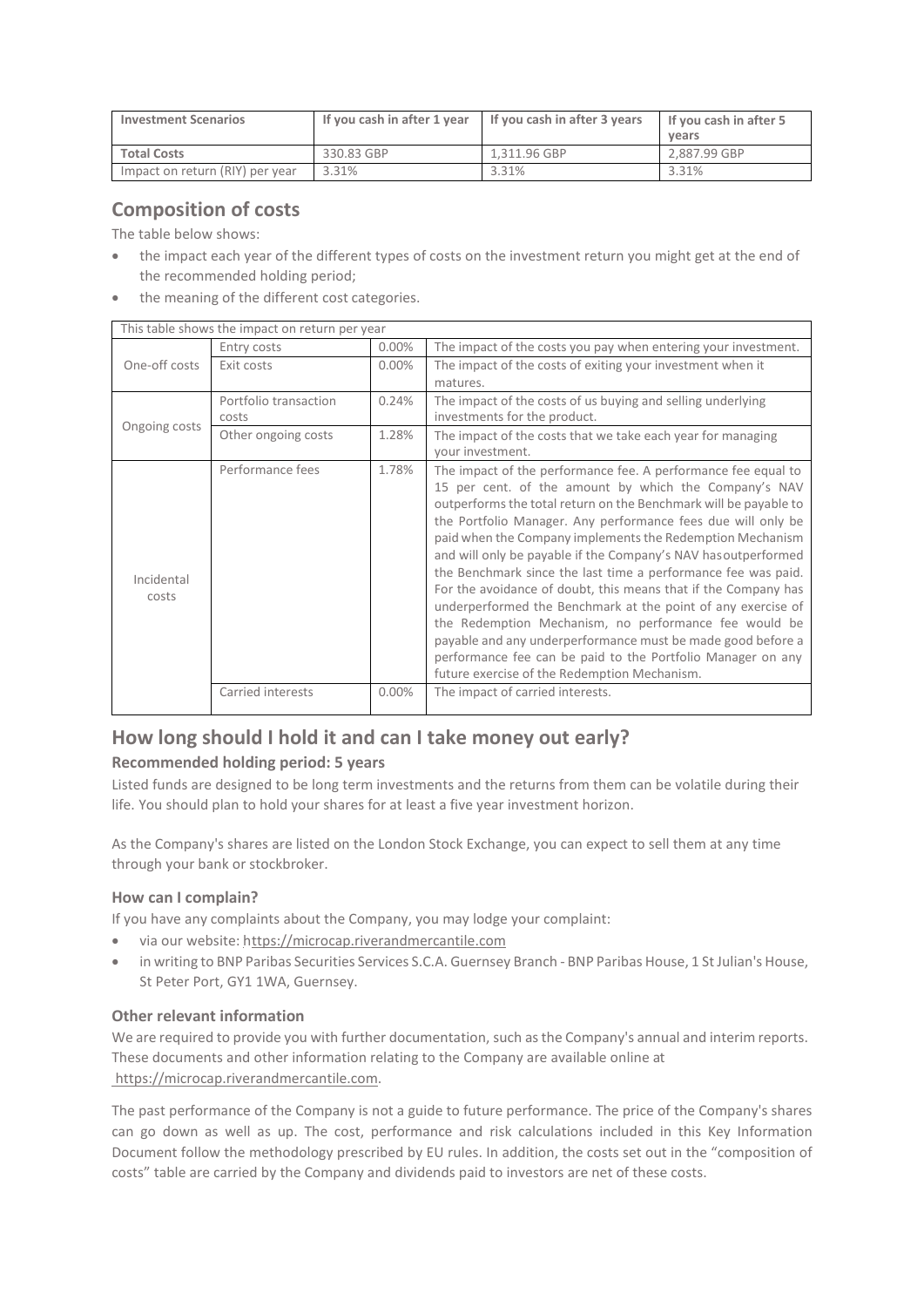| Investment Scenarios | If you cash in after 1 year | If you cash in after 3 years | If you cash in after 5 years |
|---|---|---|---|
| **Total Costs** | 330.83 GBP | 1,311.96 GBP | 2,887.99 GBP |
| Impact on return (RIY) per year | 3.31% | 3.31% | 3.31% |

## Composition of costs

The table below shows:

- the impact each year of the different types of costs on the investment return you might get at the end of the recommended holding period;
- the meaning of the different cost categories.

| This table shows the impact on return per year | | | |
|---|---|---|---|
| One-off costs | Entry costs | 0.00% | The impact of the costs you pay when entering your investment. |
| | Exit costs | 0.00% | The impact of the costs of exiting your investment when it matures. |
| Ongoing costs | Portfolio transaction costs | 0.24% | The impact of the costs of us buying and selling underlying investments for the product. |
| | Other ongoing costs | 1.28% | The impact of the costs that we take each year for managing your investment. |
| Incidental costs | Performance fees | 1.78% | The impact of the performance fee. A performance fee equal to 15 per cent. of the amount by which the Company's NAV outperforms the total return on the Benchmark will be payable to the Portfolio Manager. Any performance fees due will only be paid when the Company implements the Redemption Mechanism and will only be payable if the Company's NAV hasoutperformed the Benchmark since the last time a performance fee was paid. For the avoidance of doubt, this means that if the Company has underperformed the Benchmark at the point of any exercise of the Redemption Mechanism, no performance fee would be payable and any underperformance must be made good before a performance fee can be paid to the Portfolio Manager on any future exercise of the Redemption Mechanism. |
| | Carried interests | 0.00% | The impact of carried interests. |

## How long should I hold it and can I take money out early?

### Recommended holding period: 5 years

Listed funds are designed to be long term investments and the returns from them can be volatile during their life. You should plan to hold your shares for at least a five year investment horizon.

As the Company's shares are listed on the London Stock Exchange, you can expect to sell them at any time through your bank or stockbroker.

### How can I complain?

If you have any complaints about the Company, you may lodge your complaint:

- via our website: https://microcap.riverandmercantile.com
- in writing to BNP Paribas Securities Services S.C.A. Guernsey Branch - BNP Paribas House, 1 St Julian's House, St Peter Port, GY1 1WA, Guernsey.

### Other relevant information

We are required to provide you with further documentation, such as the Company's annual and interim reports. These documents and other information relating to the Company are available online at https://microcap.riverandmercantile.com.

The past performance of the Company is not a guide to future performance. The price of the Company's shares can go down as well as up. The cost, performance and risk calculations included in this Key Information Document follow the methodology prescribed by EU rules. In addition, the costs set out in the "composition of costs" table are carried by the Company and dividends paid to investors are net of these costs.